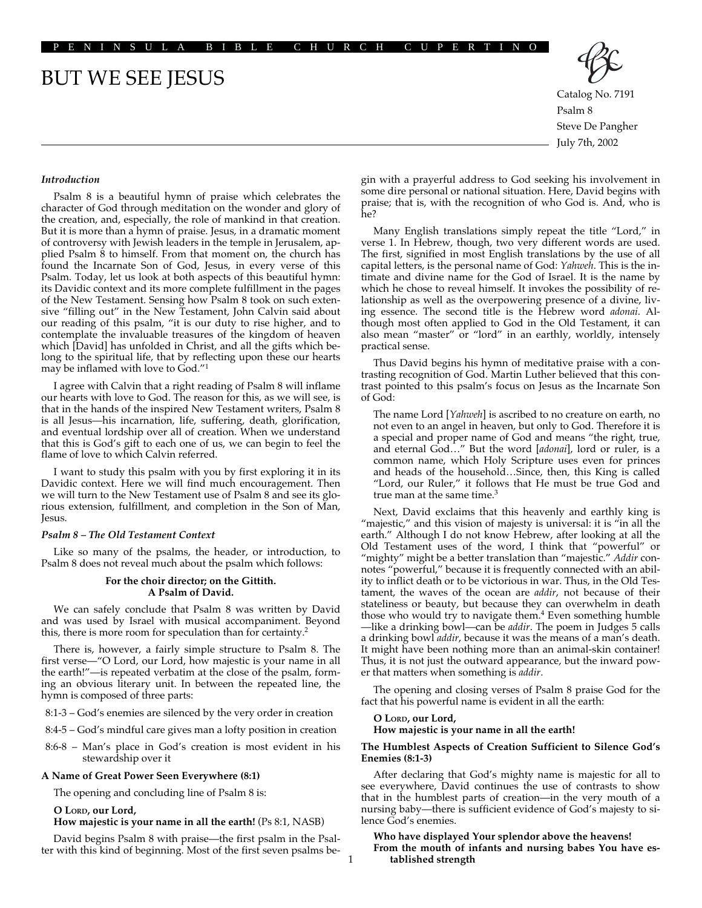# BUT WE SEE JESUS

Catalog No. 7191
Psalm 8
Steve De Pangher
July 7th, 2002

***Introduction***

Psalm 8 is a beautiful hymn of praise which celebrates the character of God through meditation on the wonder and glory of the creation, and, especially, the role of mankind in that creation. But it is more than a hymn of praise. Jesus, in a dramatic moment of controversy with Jewish leaders in the temple in Jerusalem, applied Psalm 8 to himself. From that moment on, the church has found the Incarnate Son of God, Jesus, in every verse of this Psalm. Today, let us look at both aspects of this beautiful hymn: its Davidic context and its more complete fulfillment in the pages of the New Testament. Sensing how Psalm 8 took on such extensive "filling out" in the New Testament, John Calvin said about our reading of this psalm, "it is our duty to rise higher, and to contemplate the invaluable treasures of the kingdom of heaven which [David] has unfolded in Christ, and all the gifts which belong to the spiritual life, that by reflecting upon these our hearts may be inflamed with love to God."[1]

I agree with Calvin that a right reading of Psalm 8 will inflame our hearts with love to God. The reason for this, as we will see, is that in the hands of the inspired New Testament writers, Psalm 8 is all Jesus—his incarnation, life, suffering, death, glorification, and eventual lordship over all of creation. When we understand that this is God's gift to each one of us, we can begin to feel the flame of love to which Calvin referred.

I want to study this psalm with you by first exploring it in its Davidic context. Here we will find much encouragement. Then we will turn to the New Testament use of Psalm 8 and see its glorious extension, fulfillment, and completion in the Son of Man, Jesus.

***Psalm 8 – The Old Testament Context***

Like so many of the psalms, the header, or introduction, to Psalm 8 does not reveal much about the psalm which follows:

**For the choir director; on the Gittith.**
**A Psalm of David.**

We can safely conclude that Psalm 8 was written by David and was used by Israel with musical accompaniment. Beyond this, there is more room for speculation than for certainty.[2]

There is, however, a fairly simple structure to Psalm 8. The first verse—"O Lord, our Lord, how majestic is your name in all the earth!"—is repeated verbatim at the close of the psalm, forming an obvious literary unit. In between the repeated line, the hymn is composed of three parts:

- 8:1-3 – God's enemies are silenced by the very order in creation
- 8:4-5 – God's mindful care gives man a lofty position in creation
- 8:6-8 – Man's place in God's creation is most evident in his stewardship over it

**A Name of Great Power Seen Everywhere (8:1)**

The opening and concluding line of Psalm 8 is:

> **O Lord, our Lord,**
> **How majestic is your name in all the earth!** (Ps 8:1, NASB)

David begins Psalm 8 with praise—the first psalm in the Psalter with this kind of beginning. Most of the first seven psalms begin with a prayerful address to God seeking his involvement in some dire personal or national situation. Here, David begins with praise; that is, with the recognition of who God is. And, who is he?

Many English translations simply repeat the title "Lord," in verse 1. In Hebrew, though, two very different words are used. The first, signified in most English translations by the use of all capital letters, is the personal name of God: *Yahweh*. This is the intimate and divine name for the God of Israel. It is the name by which he chose to reveal himself. It invokes the possibility of relationship as well as the overpowering presence of a divine, living essence. The second title is the Hebrew word *adonai*. Although most often applied to God in the Old Testament, it can also mean "master" or "lord" in an earthly, worldly, intensely practical sense.

Thus David begins his hymn of meditative praise with a contrasting recognition of God. Martin Luther believed that this contrast pointed to this psalm's focus on Jesus as the Incarnate Son of God:

> The name Lord [*Yahweh*] is ascribed to no creature on earth, no not even to an angel in heaven, but only to God. Therefore it is a special and proper name of God and means "the right, true, and eternal God…" But the word [*adonai*], lord or ruler, is a common name, which Holy Scripture uses even for princes and heads of the household…Since, then, this King is called "Lord, our Ruler," it follows that He must be true God and true man at the same time.[3]

Next, David exclaims that this heavenly and earthly king is "majestic," and this vision of majesty is universal: it is "in all the earth." Although I do not know Hebrew, after looking at all the Old Testament uses of the word, I think that "powerful" or "mighty" might be a better translation than "majestic." *Addir* connotes "powerful," because it is frequently connected with an ability to inflict death or to be victorious in war. Thus, in the Old Testament, the waves of the ocean are *addir*, not because of their stateliness or beauty, but because they can overwhelm in death those who would try to navigate them.[4] Even something humble —like a drinking bowl—can be *addir*. The poem in Judges 5 calls a drinking bowl *addir*, because it was the means of a man's death. It might have been nothing more than an animal-skin container! Thus, it is not just the outward appearance, but the inward power that matters when something is *addir*.

The opening and closing verses of Psalm 8 praise God for the fact that his powerful name is evident in all the earth:

> **O Lord, our Lord,**
> **How majestic is your name in all the earth!**

**The Humblest Aspects of Creation Sufficient to Silence God's Enemies (8:1-3)**

After declaring that God's mighty name is majestic for all to see everywhere, David continues the use of contrasts to show that in the humblest parts of creation—in the very mouth of a nursing baby—there is sufficient evidence of God's majesty to silence God's enemies.

> **Who have displayed Your splendor above the heavens!**
> **From the mouth of infants and nursing babes You have established strength**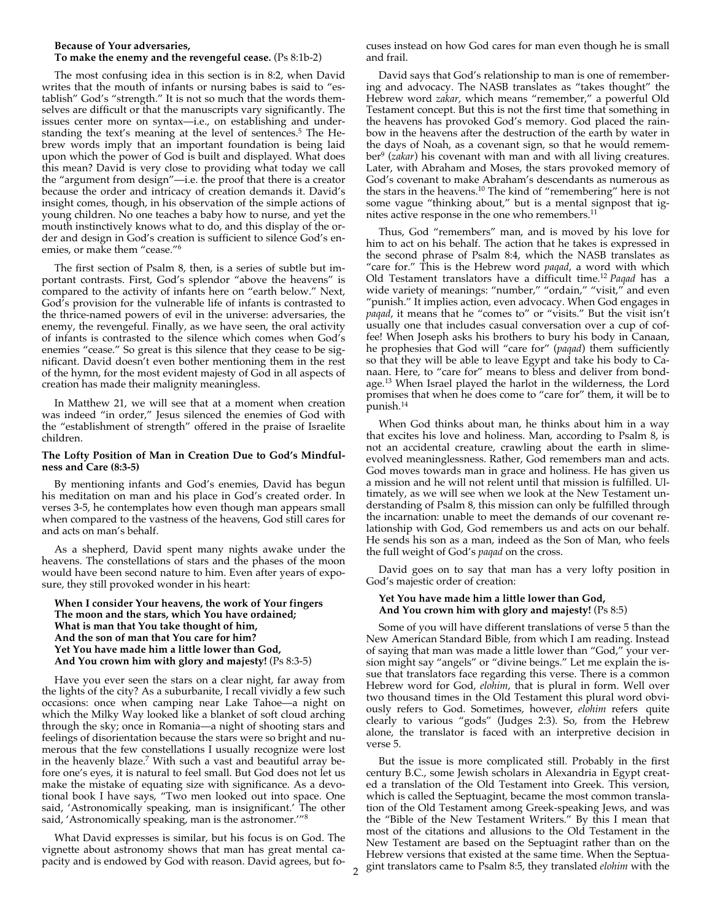**Because of Your adversaries,**
**To make the enemy and the revengeful cease.** (Ps 8:1b-2)

The most confusing idea in this section is in 8:2, when David writes that the mouth of infants or nursing babes is said to "establish" God's "strength." It is not so much that the words themselves are difficult or that the manuscripts vary significantly. The issues center more on syntax—i.e., on establishing and understanding the text's meaning at the level of sentences.[5] The Hebrew words imply that an important foundation is being laid upon which the power of God is built and displayed. What does this mean? David is very close to providing what today we call the "argument from design"—i.e. the proof that there is a creator because the order and intricacy of creation demands it. David's insight comes, though, in his observation of the simple actions of young children. No one teaches a baby how to nurse, and yet the mouth instinctively knows what to do, and this display of the order and design in God's creation is sufficient to silence God's enemies, or make them "cease."[6]

The first section of Psalm 8, then, is a series of subtle but important contrasts. First, God's splendor "above the heavens" is compared to the activity of infants here on "earth below." Next, God's provision for the vulnerable life of infants is contrasted to the thrice-named powers of evil in the universe: adversaries, the enemy, the revengeful. Finally, as we have seen, the oral activity of infants is contrasted to the silence which comes when God's enemies "cease." So great is this silence that they cease to be significant. David doesn't even bother mentioning them in the rest of the hymn, for the most evident majesty of God in all aspects of creation has made their malignity meaningless.

In Matthew 21, we will see that at a moment when creation was indeed "in order," Jesus silenced the enemies of God with the "establishment of strength" offered in the praise of Israelite children.

**The Lofty Position of Man in Creation Due to God's Mindfulness and Care (8:3-5)**

By mentioning infants and God's enemies, David has begun his meditation on man and his place in God's created order. In verses 3-5, he contemplates how even though man appears small when compared to the vastness of the heavens, God still cares for and acts on man's behalf.

As a shepherd, David spent many nights awake under the heavens. The constellations of stars and the phases of the moon would have been second nature to him. Even after years of exposure, they still provoked wonder in his heart:

**When I consider Your heavens, the work of Your fingers**
**The moon and the stars, which You have ordained;**
**What is man that You take thought of him,**
**And the son of man that You care for him?**
**Yet You have made him a little lower than God,**
**And You crown him with glory and majesty!** (Ps 8:3-5)

Have you ever seen the stars on a clear night, far away from the lights of the city? As a suburbanite, I recall vividly a few such occasions: once when camping near Lake Tahoe—a night on which the Milky Way looked like a blanket of soft cloud arching through the sky; once in Romania—a night of shooting stars and feelings of disorientation because the stars were so bright and numerous that the few constellations I usually recognize were lost in the heavenly blaze.[7] With such a vast and beautiful array before one's eyes, it is natural to feel small. But God does not let us make the mistake of equating size with significance. As a devotional book I have says, "Two men looked out into space. One said, 'Astronomically speaking, man is insignificant.' The other said, 'Astronomically speaking, man is the astronomer.'"[8]

What David expresses is similar, but his focus is on God. The vignette about astronomy shows that man has great mental capacity and is endowed by God with reason. David agrees, but focuses instead on how God cares for man even though he is small and frail.

David says that God's relationship to man is one of remembering and advocacy. The NASB translates as "takes thought" the Hebrew word *zakar*, which means "remember," a powerful Old Testament concept. But this is not the first time that something in the heavens has provoked God's memory. God placed the rainbow in the heavens after the destruction of the earth by water in the days of Noah, as a covenant sign, so that he would remember[9] (*zakar*) his covenant with man and with all living creatures. Later, with Abraham and Moses, the stars provoked memory of God's covenant to make Abraham's descendants as numerous as the stars in the heavens.[10] The kind of "remembering" here is not some vague "thinking about," but is a mental signpost that ignites active response in the one who remembers.[11]

Thus, God "remembers" man, and is moved by his love for him to act on his behalf. The action that he takes is expressed in the second phrase of Psalm 8:4, which the NASB translates as "care for." This is the Hebrew word *paqad*, a word with which Old Testament translators have a difficult time.[12] *Paqad* has a wide variety of meanings: "number," "ordain," "visit," and even "punish." It implies action, even advocacy. When God engages in *paqad*, it means that he "comes to" or "visits." But the visit isn't usually one that includes casual conversation over a cup of coffee! When Joseph asks his brothers to bury his body in Canaan, he prophesies that God will "care for" (*paqad*) them sufficiently so that they will be able to leave Egypt and take his body to Canaan. Here, to "care for" means to bless and deliver from bondage.[13] When Israel played the harlot in the wilderness, the Lord promises that when he does come to "care for" them, it will be to punish.[14]

When God thinks about man, he thinks about him in a way that excites his love and holiness. Man, according to Psalm 8, is not an accidental creature, crawling about the earth in slime-evolved meaninglessness. Rather, God remembers man and acts. God moves towards man in grace and holiness. He has given us a mission and he will not relent until that mission is fulfilled. Ultimately, as we will see when we look at the New Testament understanding of Psalm 8, this mission can only be fulfilled through the incarnation: unable to meet the demands of our covenant relationship with God, God remembers us and acts on our behalf. He sends his son as a man, indeed as the Son of Man, who feels the full weight of God's *paqad* on the cross.

David goes on to say that man has a very lofty position in God's majestic order of creation:

**Yet You have made him a little lower than God,**
**And You crown him with glory and majesty!** (Ps 8:5)

Some of you will have different translations of verse 5 than the New American Standard Bible, from which I am reading. Instead of saying that man was made a little lower than "God," your version might say "angels" or "divine beings." Let me explain the issue that translators face regarding this verse. There is a common Hebrew word for God, *elohim*, that is plural in form. Well over two thousand times in the Old Testament this plural word obviously refers to God. Sometimes, however, *elohim* refers quite clearly to various "gods" (Judges 2:3). So, from the Hebrew alone, the translator is faced with an interpretive decision in verse 5.

But the issue is more complicated still. Probably in the first century B.C., some Jewish scholars in Alexandria in Egypt created a translation of the Old Testament into Greek. This version, which is called the Septuagint, became the most common translation of the Old Testament among Greek-speaking Jews, and was the "Bible of the New Testament Writers." By this I mean that most of the citations and allusions to the Old Testament in the New Testament are based on the Septuagint rather than on the Hebrew versions that existed at the same time. When the Septuagint translators came to Psalm 8:5, they translated *elohim* with the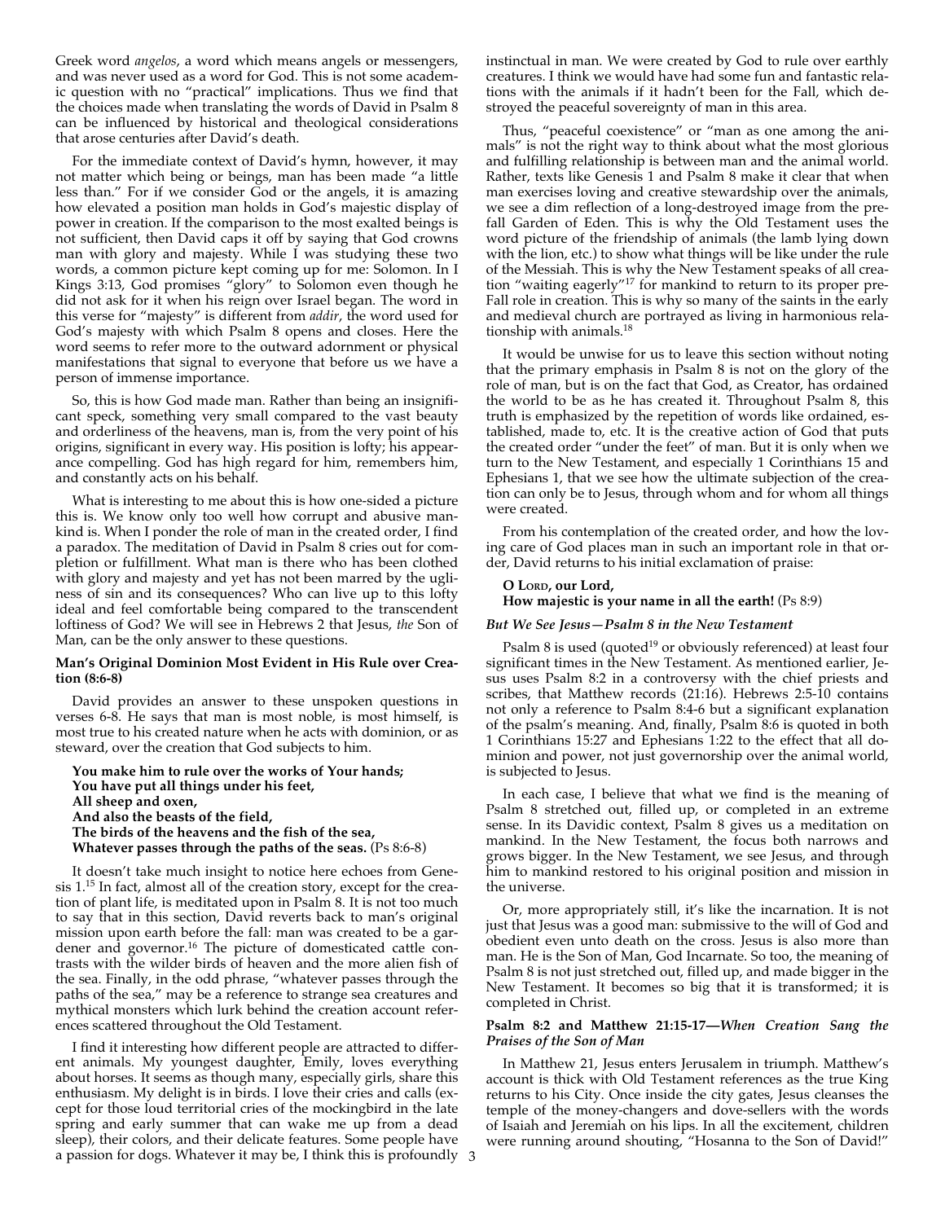Greek word *angelos*, a word which means angels or messengers, and was never used as a word for God. This is not some academic question with no "practical" implications. Thus we find that the choices made when translating the words of David in Psalm 8 can be influenced by historical and theological considerations that arose centuries after David's death.

For the immediate context of David's hymn, however, it may not matter which being or beings, man has been made "a little less than." For if we consider God or the angels, it is amazing how elevated a position man holds in God's majestic display of power in creation. If the comparison to the most exalted beings is not sufficient, then David caps it off by saying that God crowns man with glory and majesty. While I was studying these two words, a common picture kept coming up for me: Solomon. In I Kings 3:13, God promises "glory" to Solomon even though he did not ask for it when his reign over Israel began. The word in this verse for "majesty" is different from *addir*, the word used for God's majesty with which Psalm 8 opens and closes. Here the word seems to refer more to the outward adornment or physical manifestations that signal to everyone that before us we have a person of immense importance.

So, this is how God made man. Rather than being an insignificant speck, something very small compared to the vast beauty and orderliness of the heavens, man is, from the very point of his origins, significant in every way. His position is lofty; his appearance compelling. God has high regard for him, remembers him, and constantly acts on his behalf.

What is interesting to me about this is how one-sided a picture this is. We know only too well how corrupt and abusive mankind is. When I ponder the role of man in the created order, I find a paradox. The meditation of David in Psalm 8 cries out for completion or fulfillment. What man is there who has been clothed with glory and majesty and yet has not been marred by the ugliness of sin and its consequences? Who can live up to this lofty ideal and feel comfortable being compared to the transcendent loftiness of God? We will see in Hebrews 2 that Jesus, *the* Son of Man, can be the only answer to these questions.

**Man's Original Dominion Most Evident in His Rule over Creation (8:6-8)**

David provides an answer to these unspoken questions in verses 6-8. He says that man is most noble, is most himself, is most true to his created nature when he acts with dominion, or as steward, over the creation that God subjects to him.

> **You make him to rule over the works of Your hands;**
> **You have put all things under his feet,**
> **All sheep and oxen,**
> **And also the beasts of the field,**
> **The birds of the heavens and the fish of the sea,**
> **Whatever passes through the paths of the seas.** (Ps 8:6-8)

It doesn't take much insight to notice here echoes from Genesis 1.[15] In fact, almost all of the creation story, except for the creation of plant life, is meditated upon in Psalm 8. It is not too much to say that in this section, David reverts back to man's original mission upon earth before the fall: man was created to be a gardener and governor.[16] The picture of domesticated cattle contrasts with the wilder birds of heaven and the more alien fish of the sea. Finally, in the odd phrase, "whatever passes through the paths of the sea," may be a reference to strange sea creatures and mythical monsters which lurk behind the creation account references scattered throughout the Old Testament.

I find it interesting how different people are attracted to different animals. My youngest daughter, Emily, loves everything about horses. It seems as though many, especially girls, share this enthusiasm. My delight is in birds. I love their cries and calls (except for those loud territorial cries of the mockingbird in the late spring and early summer that can wake me up from a dead sleep), their colors, and their delicate features. Some people have a passion for dogs. Whatever it may be, I think this is profoundly instinctual in man. We were created by God to rule over earthly creatures. I think we would have had some fun and fantastic relations with the animals if it hadn't been for the Fall, which destroyed the peaceful sovereignty of man in this area.

Thus, "peaceful coexistence" or "man as one among the animals" is not the right way to think about what the most glorious and fulfilling relationship is between man and the animal world. Rather, texts like Genesis 1 and Psalm 8 make it clear that when man exercises loving and creative stewardship over the animals, we see a dim reflection of a long-destroyed image from the pre-fall Garden of Eden. This is why the Old Testament uses the word picture of the friendship of animals (the lamb lying down with the lion, etc.) to show what things will be like under the rule of the Messiah. This is why the New Testament speaks of all creation "waiting eagerly"[17] for mankind to return to its proper pre-Fall role in creation. This is why so many of the saints in the early and medieval church are portrayed as living in harmonious relationship with animals.[18]

It would be unwise for us to leave this section without noting that the primary emphasis in Psalm 8 is not on the glory of the role of man, but is on the fact that God, as Creator, has ordained the world to be as he has created it. Throughout Psalm 8, this truth is emphasized by the repetition of words like ordained, established, made to, etc. It is the creative action of God that puts the created order "under the feet" of man. But it is only when we turn to the New Testament, and especially 1 Corinthians 15 and Ephesians 1, that we see how the ultimate subjection of the creation can only be to Jesus, through whom and for whom all things were created.

From his contemplation of the created order, and how the loving care of God places man in such an important role in that order, David returns to his initial exclamation of praise:

> **O Lord, our Lord,**
> **How majestic is your name in all the earth!** (Ps 8:9)

***But We See Jesus—Psalm 8 in the New Testament***

Psalm 8 is used (quoted[19] or obviously referenced) at least four significant times in the New Testament. As mentioned earlier, Jesus uses Psalm 8:2 in a controversy with the chief priests and scribes, that Matthew records (21:16). Hebrews 2:5-10 contains not only a reference to Psalm 8:4-6 but a significant explanation of the psalm's meaning. And, finally, Psalm 8:6 is quoted in both 1 Corinthians 15:27 and Ephesians 1:22 to the effect that all dominion and power, not just governorship over the animal world, is subjected to Jesus.

In each case, I believe that what we find is the meaning of Psalm 8 stretched out, filled up, or completed in an extreme sense. In its Davidic context, Psalm 8 gives us a meditation on mankind. In the New Testament, the focus both narrows and grows bigger. In the New Testament, we see Jesus, and through him to mankind restored to his original position and mission in the universe.

Or, more appropriately still, it's like the incarnation. It is not just that Jesus was a good man: submissive to the will of God and obedient even unto death on the cross. Jesus is also more than man. He is the Son of Man, God Incarnate. So too, the meaning of Psalm 8 is not just stretched out, filled up, and made bigger in the New Testament. It becomes so big that it is transformed; it is completed in Christ.

**Psalm 8:2 and Matthew 21:15-17—*When Creation Sang the Praises of the Son of Man***

In Matthew 21, Jesus enters Jerusalem in triumph. Matthew's account is thick with Old Testament references as the true King returns to his City. Once inside the city gates, Jesus cleanses the temple of the money-changers and dove-sellers with the words of Isaiah and Jeremiah on his lips. In all the excitement, children were running around shouting, "Hosanna to the Son of David!"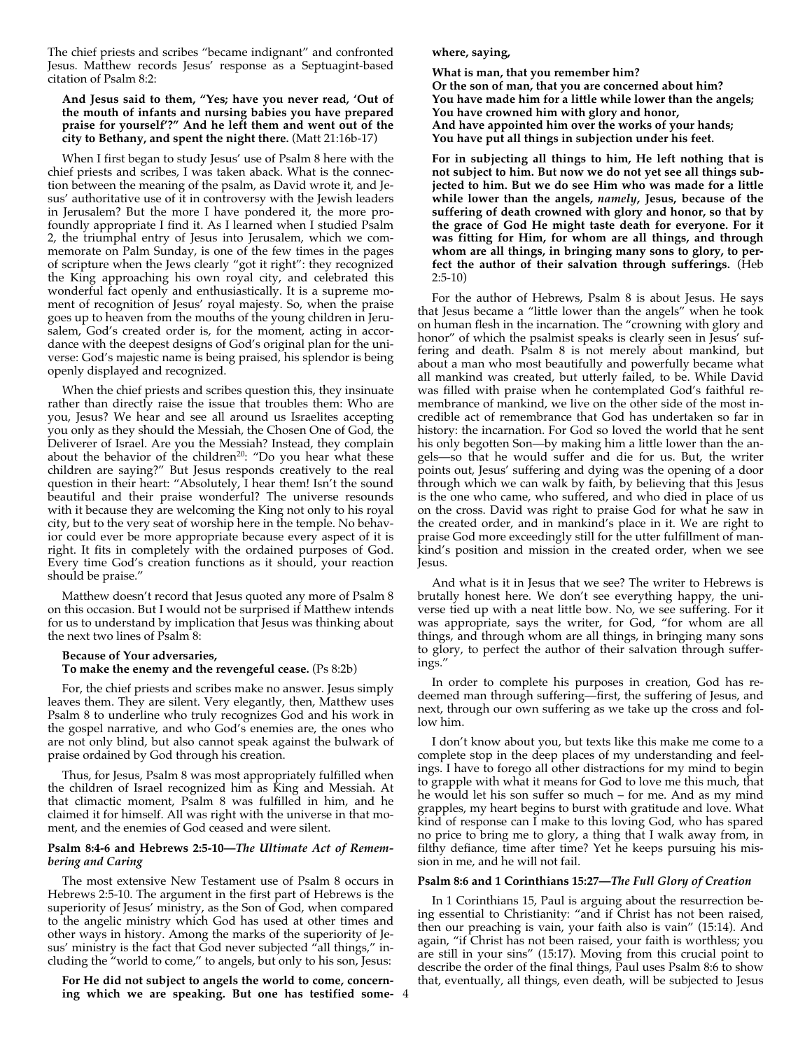The chief priests and scribes "became indignant" and confronted Jesus. Matthew records Jesus' response as a Septuagint-based citation of Psalm 8:2:

> **And Jesus said to them, "Yes; have you never read, 'Out of the mouth of infants and nursing babies you have prepared praise for yourself'?" And he left them and went out of the city to Bethany, and spent the night there.** (Matt 21:16b-17)

When I first began to study Jesus' use of Psalm 8 here with the chief priests and scribes, I was taken aback. What is the connection between the meaning of the psalm, as David wrote it, and Jesus' authoritative use of it in controversy with the Jewish leaders in Jerusalem? But the more I have pondered it, the more profoundly appropriate I find it. As I learned when I studied Psalm 2, the triumphal entry of Jesus into Jerusalem, which we commemorate on Palm Sunday, is one of the few times in the pages of scripture when the Jews clearly "got it right": they recognized the King approaching his own royal city, and celebrated this wonderful fact openly and enthusiastically. It is a supreme moment of recognition of Jesus' royal majesty. So, when the praise goes up to heaven from the mouths of the young children in Jerusalem, God's created order is, for the moment, acting in accordance with the deepest designs of God's original plan for the universe: God's majestic name is being praised, his splendor is being openly displayed and recognized.

When the chief priests and scribes question this, they insinuate rather than directly raise the issue that troubles them: Who are you, Jesus? We hear and see all around us Israelites accepting you only as they should the Messiah, the Chosen One of God, the Deliverer of Israel. Are you the Messiah? Instead, they complain about the behavior of the children[20]: "Do you hear what these children are saying?" But Jesus responds creatively to the real question in their heart: "Absolutely, I hear them! Isn't the sound beautiful and their praise wonderful? The universe resounds with it because they are welcoming the King not only to his royal city, but to the very seat of worship here in the temple. No behavior could ever be more appropriate because every aspect of it is right. It fits in completely with the ordained purposes of God. Every time God's creation functions as it should, your reaction should be praise."

Matthew doesn't record that Jesus quoted any more of Psalm 8 on this occasion. But I would not be surprised if Matthew intends for us to understand by implication that Jesus was thinking about the next two lines of Psalm 8:

> **Because of Your adversaries,**
> **To make the enemy and the revengeful cease.** (Ps 8:2b)

For, the chief priests and scribes make no answer. Jesus simply leaves them. They are silent. Very elegantly, then, Matthew uses Psalm 8 to underline who truly recognizes God and his work in the gospel narrative, and who God's enemies are, the ones who are not only blind, but also cannot speak against the bulwark of praise ordained by God through his creation.

Thus, for Jesus, Psalm 8 was most appropriately fulfilled when the children of Israel recognized him as King and Messiah. At that climactic moment, Psalm 8 was fulfilled in him, and he claimed it for himself. All was right with the universe in that moment, and the enemies of God ceased and were silent.

### Psalm 8:4-6 and Hebrews 2:5-10—*The Ultimate Act of Remembering and Caring*

The most extensive New Testament use of Psalm 8 occurs in Hebrews 2:5-10. The argument in the first part of Hebrews is the superiority of Jesus' ministry, as the Son of God, when compared to the angelic ministry which God has used at other times and other ways in history. Among the marks of the superiority of Jesus' ministry is the fact that God never subjected "all things," including the "world to come," to angels, but only to his son, Jesus:

> **For He did not subject to angels the world to come, concerning which we are speaking. But one has testified somewhere, saying,**
>
> **What is man, that you remember him?**
> **Or the son of man, that you are concerned about him?**
> **You have made him for a little while lower than the angels;**
> **You have crowned him with glory and honor,**
> **And have appointed him over the works of your hands;**
> **You have put all things in subjection under his feet.**
>
> **For in subjecting all things to him, He left nothing that is not subject to him. But now we do not yet see all things subjected to him. But we do see Him who was made for a little while lower than the angels, *namely*, Jesus, because of the suffering of death crowned with glory and honor, so that by the grace of God He might taste death for everyone. For it was fitting for Him, for whom are all things, and through whom are all things, in bringing many sons to glory, to perfect the author of their salvation through sufferings.** (Heb 2:5-10)

For the author of Hebrews, Psalm 8 is about Jesus. He says that Jesus became a "little lower than the angels" when he took on human flesh in the incarnation. The "crowning with glory and honor" of which the psalmist speaks is clearly seen in Jesus' suffering and death. Psalm 8 is not merely about mankind, but about a man who most beautifully and powerfully became what all mankind was created, but utterly failed, to be. While David was filled with praise when he contemplated God's faithful remembrance of mankind, we live on the other side of the most incredible act of remembrance that God has undertaken so far in history: the incarnation. For God so loved the world that he sent his only begotten Son—by making him a little lower than the angels—so that he would suffer and die for us. But, the writer points out, Jesus' suffering and dying was the opening of a door through which we can walk by faith, by believing that this Jesus is the one who came, who suffered, and who died in place of us on the cross. David was right to praise God for what he saw in the created order, and in mankind's place in it. We are right to praise God more exceedingly still for the utter fulfillment of mankind's position and mission in the created order, when we see Jesus.

And what is it in Jesus that we see? The writer to Hebrews is brutally honest here. We don't see everything happy, the universe tied up with a neat little bow. No, we see suffering. For it was appropriate, says the writer, for God, "for whom are all things, and through whom are all things, in bringing many sons to glory, to perfect the author of their salvation through sufferings."

In order to complete his purposes in creation, God has redeemed man through suffering—first, the suffering of Jesus, and next, through our own suffering as we take up the cross and follow him.

I don't know about you, but texts like this make me come to a complete stop in the deep places of my understanding and feelings. I have to forego all other distractions for my mind to begin to grapple with what it means for God to love me this much, that he would let his son suffer so much – for me. And as my mind grapples, my heart begins to burst with gratitude and love. What kind of response can I make to this loving God, who has spared no price to bring me to glory, a thing that I walk away from, in filthy defiance, time after time? Yet he keeps pursuing his mission in me, and he will not fail.

### Psalm 8:6 and 1 Corinthians 15:27—*The Full Glory of Creation*

In 1 Corinthians 15, Paul is arguing about the resurrection being essential to Christianity: "and if Christ has not been raised, then our preaching is vain, your faith also is vain" (15:14). And again, "if Christ has not been raised, your faith is worthless; you are still in your sins" (15:17). Moving from this crucial point to describe the order of the final things, Paul uses Psalm 8:6 to show that, eventually, all things, even death, will be subjected to Jesus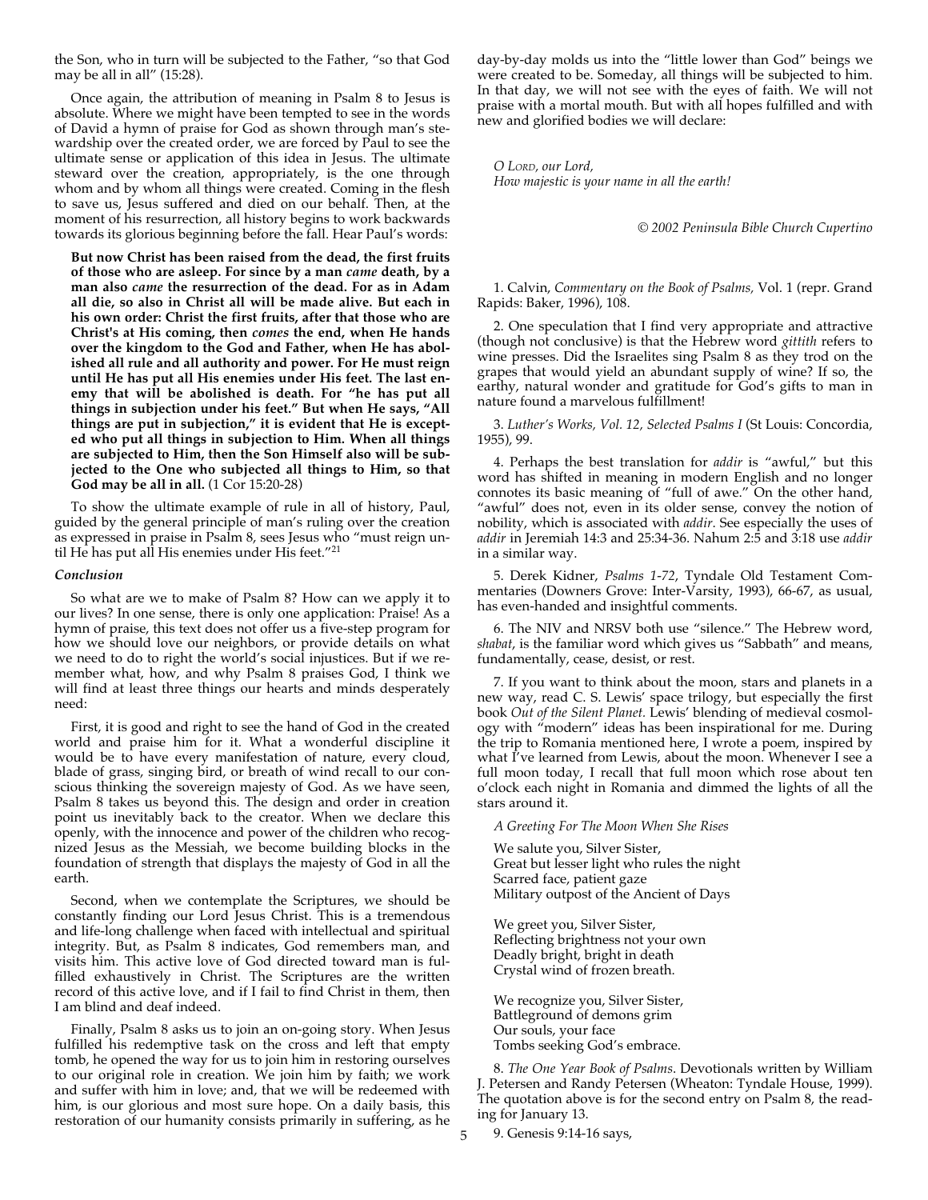the Son, who in turn will be subjected to the Father, "so that God may be all in all" (15:28).

Once again, the attribution of meaning in Psalm 8 to Jesus is absolute. Where we might have been tempted to see in the words of David a hymn of praise for God as shown through man's stewardship over the created order, we are forced by Paul to see the ultimate sense or application of this idea in Jesus. The ultimate steward over the creation, appropriately, is the one through whom and by whom all things were created. Coming in the flesh to save us, Jesus suffered and died on our behalf. Then, at the moment of his resurrection, all history begins to work backwards towards its glorious beginning before the fall. Hear Paul's words:

> **But now Christ has been raised from the dead, the first fruits of those who are asleep. For since by a man *came* death, by a man also *came* the resurrection of the dead. For as in Adam all die, so also in Christ all will be made alive. But each in his own order: Christ the first fruits, after that those who are Christ's at His coming, then *comes* the end, when He hands over the kingdom to the God and Father, when He has abolished all rule and all authority and power. For He must reign until He has put all His enemies under His feet. The last enemy that will be abolished is death. For "he has put all things in subjection under his feet." But when He says, "All things are put in subjection," it is evident that He is excepted who put all things in subjection to Him. When all things are subjected to Him, then the Son Himself also will be subjected to the One who subjected all things to Him, so that God may be all in all.** (1 Cor 15:20-28)

To show the ultimate example of rule in all of history, Paul, guided by the general principle of man's ruling over the creation as expressed in praise in Psalm 8, sees Jesus who "must reign until He has put all His enemies under His feet."[21]

### *Conclusion*

So what are we to make of Psalm 8? How can we apply it to our lives? In one sense, there is only one application: Praise! As a hymn of praise, this text does not offer us a five-step program for how we should love our neighbors, or provide details on what we need to do to right the world's social injustices. But if we remember what, how, and why Psalm 8 praises God, I think we will find at least three things our hearts and minds desperately need:

First, it is good and right to see the hand of God in the created world and praise him for it. What a wonderful discipline it would be to have every manifestation of nature, every cloud, blade of grass, singing bird, or breath of wind recall to our conscious thinking the sovereign majesty of God. As we have seen, Psalm 8 takes us beyond this. The design and order in creation point us inevitably back to the creator. When we declare this openly, with the innocence and power of the children who recognized Jesus as the Messiah, we become building blocks in the foundation of strength that displays the majesty of God in all the earth.

Second, when we contemplate the Scriptures, we should be constantly finding our Lord Jesus Christ. This is a tremendous and life-long challenge when faced with intellectual and spiritual integrity. But, as Psalm 8 indicates, God remembers man, and visits him. This active love of God directed toward man is fulfilled exhaustively in Christ. The Scriptures are the written record of this active love, and if I fail to find Christ in them, then I am blind and deaf indeed.

Finally, Psalm 8 asks us to join an on-going story. When Jesus fulfilled his redemptive task on the cross and left that empty tomb, he opened the way for us to join him in restoring ourselves to our original role in creation. We join him by faith; we work and suffer with him in love; and, that we will be redeemed with him, is our glorious and most sure hope. On a daily basis, this restoration of our humanity consists primarily in suffering, as he day-by-day molds us into the "little lower than God" beings we were created to be. Someday, all things will be subjected to him. In that day, we will not see with the eyes of faith. We will not praise with a mortal mouth. But with all hopes fulfilled and with new and glorified bodies we will declare:

> *O Lord, our Lord,*
> *How majestic is your name in all the earth!*

*© 2002 Peninsula Bible Church Cupertino*

---

1. Calvin, *Commentary on the Book of Psalms,* Vol. 1 (repr. Grand Rapids: Baker, 1996), 108.

2. One speculation that I find very appropriate and attractive (though not conclusive) is that the Hebrew word *gittith* refers to wine presses. Did the Israelites sing Psalm 8 as they trod on the grapes that would yield an abundant supply of wine? If so, the earthy, natural wonder and gratitude for God's gifts to man in nature found a marvelous fulfillment!

3. *Luther's Works, Vol. 12, Selected Psalms I* (St Louis: Concordia, 1955), 99.

4. Perhaps the best translation for *addir* is "awful," but this word has shifted in meaning in modern English and no longer connotes its basic meaning of "full of awe." On the other hand, "awful" does not, even in its older sense, convey the notion of nobility, which is associated with *addir*. See especially the uses of *addir* in Jeremiah 14:3 and 25:34-36. Nahum 2:5 and 3:18 use *addir* in a similar way.

5. Derek Kidner, *Psalms 1-72*, Tyndale Old Testament Commentaries (Downers Grove: Inter-Varsity, 1993), 66-67, as usual, has even-handed and insightful comments.

6. The NIV and NRSV both use "silence." The Hebrew word, *shabat*, is the familiar word which gives us "Sabbath" and means, fundamentally, cease, desist, or rest.

7. If you want to think about the moon, stars and planets in a new way, read C. S. Lewis' space trilogy, but especially the first book *Out of the Silent Planet.* Lewis' blending of medieval cosmology with "modern" ideas has been inspirational for me. During the trip to Romania mentioned here, I wrote a poem, inspired by what I've learned from Lewis, about the moon. Whenever I see a full moon today, I recall that full moon which rose about ten o'clock each night in Romania and dimmed the lights of all the stars around it.

*A Greeting For The Moon When She Rises*

We salute you, Silver Sister,
Great but lesser light who rules the night
Scarred face, patient gaze
Military outpost of the Ancient of Days

We greet you, Silver Sister,
Reflecting brightness not your own
Deadly bright, bright in death
Crystal wind of frozen breath.

We recognize you, Silver Sister,
Battleground of demons grim
Our souls, your face
Tombs seeking God's embrace.

8. *The One Year Book of Psalms*. Devotionals written by William J. Petersen and Randy Petersen (Wheaton: Tyndale House, 1999). The quotation above is for the second entry on Psalm 8, the reading for January 13.

9. Genesis 9:14-16 says,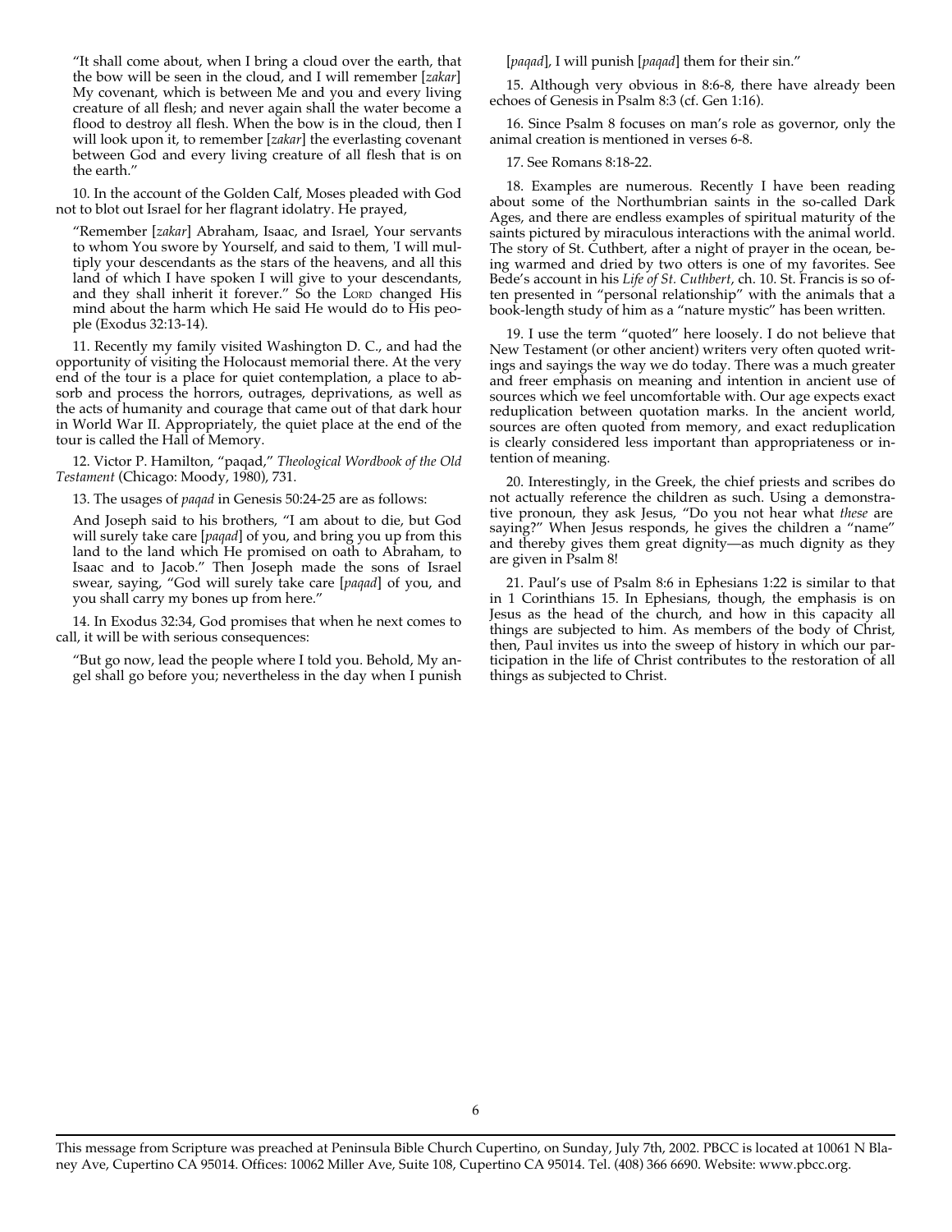"It shall come about, when I bring a cloud over the earth, that the bow will be seen in the cloud, and I will remember [*zakar*] My covenant, which is between Me and you and every living creature of all flesh; and never again shall the water become a flood to destroy all flesh. When the bow is in the cloud, then I will look upon it, to remember [*zakar*] the everlasting covenant between God and every living creature of all flesh that is on the earth."

10. In the account of the Golden Calf, Moses pleaded with God not to blot out Israel for her flagrant idolatry. He prayed,

"Remember [*zakar*] Abraham, Isaac, and Israel, Your servants to whom You swore by Yourself, and said to them, 'I will multiply your descendants as the stars of the heavens, and all this land of which I have spoken I will give to your descendants, and they shall inherit it forever." So the LORD changed His mind about the harm which He said He would do to His people (Exodus 32:13-14).

11. Recently my family visited Washington D. C., and had the opportunity of visiting the Holocaust memorial there. At the very end of the tour is a place for quiet contemplation, a place to absorb and process the horrors, outrages, deprivations, as well as the acts of humanity and courage that came out of that dark hour in World War II. Appropriately, the quiet place at the end of the tour is called the Hall of Memory.

12. Victor P. Hamilton, "paqad," *Theological Wordbook of the Old Testament* (Chicago: Moody, 1980), 731.

13. The usages of *paqad* in Genesis 50:24-25 are as follows:

And Joseph said to his brothers, "I am about to die, but God will surely take care [*paqad*] of you, and bring you up from this land to the land which He promised on oath to Abraham, to Isaac and to Jacob." Then Joseph made the sons of Israel swear, saying, "God will surely take care [*paqad*] of you, and you shall carry my bones up from here."

14. In Exodus 32:34, God promises that when he next comes to call, it will be with serious consequences:

"But go now, lead the people where I told you. Behold, My angel shall go before you; nevertheless in the day when I punish [*paqad*], I will punish [*paqad*] them for their sin."

15. Although very obvious in 8:6-8, there have already been echoes of Genesis in Psalm 8:3 (cf. Gen 1:16).

16. Since Psalm 8 focuses on man's role as governor, only the animal creation is mentioned in verses 6-8.

17. See Romans 8:18-22.

18. Examples are numerous. Recently I have been reading about some of the Northumbrian saints in the so-called Dark Ages, and there are endless examples of spiritual maturity of the saints pictured by miraculous interactions with the animal world. The story of St. Cuthbert, after a night of prayer in the ocean, being warmed and dried by two otters is one of my favorites. See Bede's account in his *Life of St. Cuthbert*, ch. 10. St. Francis is so often presented in "personal relationship" with the animals that a book-length study of him as a "nature mystic" has been written.

19. I use the term "quoted" here loosely. I do not believe that New Testament (or other ancient) writers very often quoted writings and sayings the way we do today. There was a much greater and freer emphasis on meaning and intention in ancient use of sources which we feel uncomfortable with. Our age expects exact reduplication between quotation marks. In the ancient world, sources are often quoted from memory, and exact reduplication is clearly considered less important than appropriateness or intention of meaning.

20. Interestingly, in the Greek, the chief priests and scribes do not actually reference the children as such. Using a demonstrative pronoun, they ask Jesus, "Do you not hear what *these* are saying?" When Jesus responds, he gives the children a "name" and thereby gives them great dignity—as much dignity as they are given in Psalm 8!

21. Paul's use of Psalm 8:6 in Ephesians 1:22 is similar to that in 1 Corinthians 15. In Ephesians, though, the emphasis is on Jesus as the head of the church, and how in this capacity all things are subjected to him. As members of the body of Christ, then, Paul invites us into the sweep of history in which our participation in the life of Christ contributes to the restoration of all things as subjected to Christ.

This message from Scripture was preached at Peninsula Bible Church Cupertino, on Sunday, July 7th, 2002. PBCC is located at 10061 N Blaney Ave, Cupertino CA 95014. Offices: 10062 Miller Ave, Suite 108, Cupertino CA 95014. Tel. (408) 366 6690. Website: www.pbcc.org.